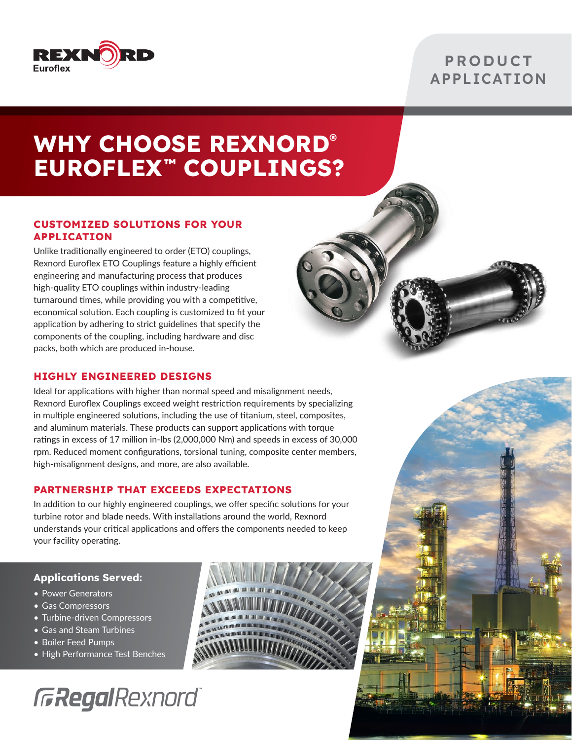REXNORD Euroflex

PRODUCT APPLICATION

# WHY CHOOSE REXNORD® EUROFLEX™ COUPLINGS?

## CUSTOMIZED SOLUTIONS FOR YOUR APPLICATION

Unlike traditionally engineered to order (ETO) couplings, Rexnord Euroflex ETO Couplings feature a highly efficient engineering and manufacturing process that produces high-quality ETO couplings within industry-leading turnaround times, while providing you with a competitive, economical solution. Each coupling is customized to fit your application by adhering to strict guidelines that specify the components of the coupling, including hardware and disc packs, both which are produced in-house.

## HIGHLY ENGINEERED DESIGNS

Ideal for applications with higher than normal speed and misalignment needs, Rexnord Euroflex Couplings exceed weight restriction requirements by specializing in multiple engineered solutions, including the use of titanium, steel, composites, and aluminum materials. These products can support applications with torque ratings in excess of 17 million in-lbs (2,000,000 Nm) and speeds in excess of 30,000 rpm. Reduced moment configurations, torsional tuning, composite center members, high-misalignment designs, and more, are also available.

## PARTNERSHIP THAT EXCEEDS EXPECTATIONS

In addition to our highly engineered couplings, we offer specific solutions for your turbine rotor and blade needs. With installations around the world, Rexnord understands your critical applications and offers the components needed to keep your facility operating.

### Applications Served:

- Power Generators
- Gas Compressors
- Turbine-driven Compressors
- Gas and Steam Turbines
- Boiler Feed Pumps
- High Performance Test Benches

RegalRexnord™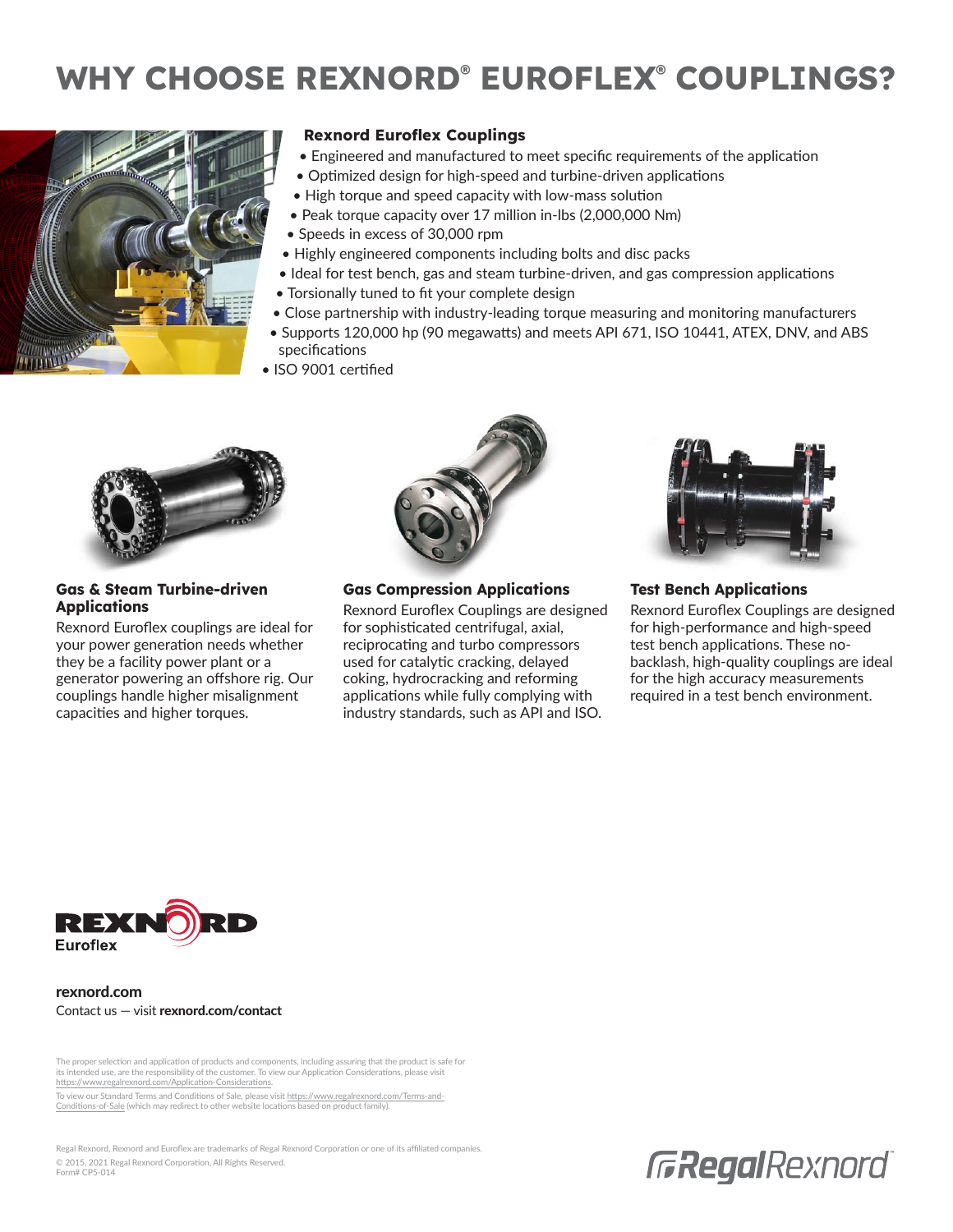# WHY CHOOSE REXNORD® EUROFLEX® COUPLINGS?

**Rexnord Euroflex Couplings**

- Engineered and manufactured to meet specific requirements of the application
- Optimized design for high-speed and turbine-driven applications
- High torque and speed capacity with low-mass solution
- Peak torque capacity over 17 million in-lbs (2,000,000 Nm)
- Speeds in excess of 30,000 rpm
- Highly engineered components including bolts and disc packs
- Ideal for test bench, gas and steam turbine-driven, and gas compression applications
- Torsionally tuned to fit your complete design
- Close partnership with industry-leading torque measuring and monitoring manufacturers
- Supports 120,000 hp (90 megawatts) and meets API 671, ISO 10441, ATEX, DNV, and ABS specifications
- ISO 9001 certified

### Gas & Steam Turbine-driven Applications

Rexnord Euroflex couplings are ideal for your power generation needs whether they be a facility power plant or a generator powering an offshore rig. Our couplings handle higher misalignment capacities and higher torques.

### Gas Compression Applications

Rexnord Euroflex Couplings are designed for sophisticated centrifugal, axial, reciprocating and turbo compressors used for catalytic cracking, delayed coking, hydrocracking and reforming applications while fully complying with industry standards, such as API and ISO.

### Test Bench Applications

Rexnord Euroflex Couplings are designed for high-performance and high-speed test bench applications. These no-backlash, high-quality couplings are ideal for the high accuracy measurements required in a test bench environment.

REXNORD Euroflex

**rexnord.com**
Contact us — visit **rexnord.com/contact**

The proper selection and application of products and components, including assuring that the product is safe for its intended use, are the responsibility of the customer. To view our Application Considerations, please visit https://www.regalrexnord.com/Application-Considerations.

To view our Standard Terms and Conditions of Sale, please visit https://www.regalrexnord.com/Terms-and-Conditions-of-Sale (which may redirect to other website locations based on product family).

Regal Rexnord, Rexnord and Euroflex are trademarks of Regal Rexnord Corporation or one of its affiliated companies.
© 2015, 2021 Regal Rexnord Corporation, All Rights Reserved.
Form# CP5-014

RegalRexnord™